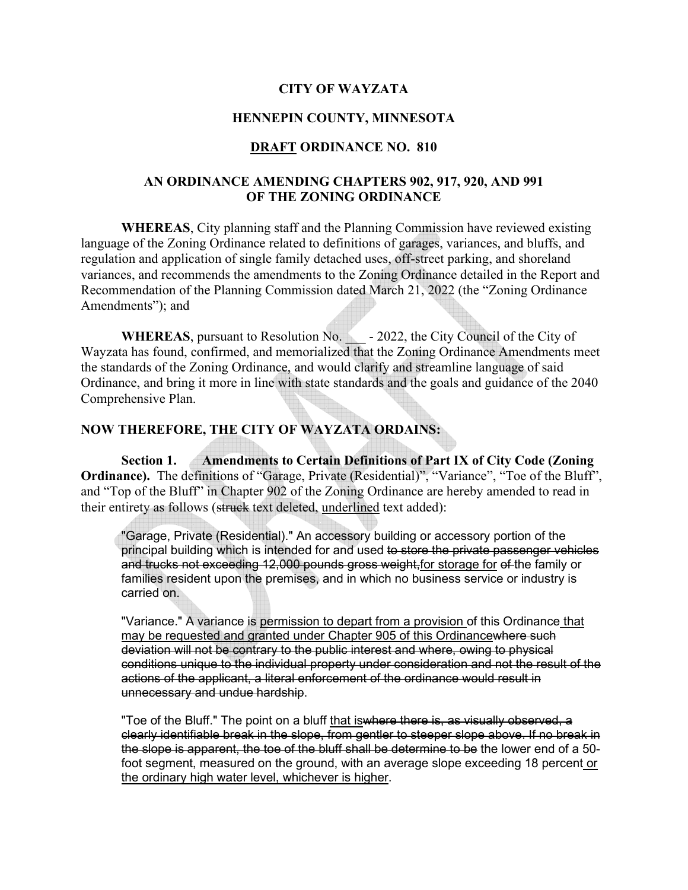**CITY OF WAYZATA**

**HENNEPIN COUNTY, MINNESOTA**

**<u>DRAFT</u> ORDINANCE NO. 810**

**AN ORDINANCE AMENDING CHAPTERS 902, 917, 920, AND 991 OF THE ZONING ORDINANCE**

**WHEREAS**, City planning staff and the Planning Commission have reviewed existing language of the Zoning Ordinance related to definitions of garages, variances, and bluffs, and regulation and application of single family detached uses, off-street parking, and shoreland variances, and recommends the amendments to the Zoning Ordinance detailed in the Report and Recommendation of the Planning Commission dated March 21, 2022 (the "Zoning Ordinance Amendments"); and

**WHEREAS**, pursuant to Resolution No. ___ - 2022, the City Council of the City of Wayzata has found, confirmed, and memorialized that the Zoning Ordinance Amendments meet the standards of the Zoning Ordinance, and would clarify and streamline language of said Ordinance, and bring it more in line with state standards and the goals and guidance of the 2040 Comprehensive Plan.

**NOW THEREFORE, THE CITY OF WAYZATA ORDAINS:**

**Section 1. Amendments to Certain Definitions of Part IX of City Code (Zoning Ordinance).** The definitions of "Garage, Private (Residential)", "Variance", "Toe of the Bluff", and "Top of the Bluff" in Chapter 902 of the Zoning Ordinance are hereby amended to read in their entirety as follows (~~struck~~ text deleted, <u>underlined</u> text added):

> "Garage, Private (Residential)." An accessory building or accessory portion of the principal building which is intended for and used ~~to store the private passenger vehicles and trucks not exceeding 12,000 pounds gross weight,~~<u>for storage for</u> ~~of~~ the family or families resident upon the premises, and in which no business service or industry is carried on.
>
> "Variance." A variance is <u>permission to depart from a provision</u> of this Ordinance <u>that may be requested and granted under Chapter 905 of this Ordinance</u>~~where such deviation will not be contrary to the public interest and where, owing to physical conditions unique to the individual property under consideration and not the result of the actions of the applicant, a literal enforcement of the ordinance would result in unnecessary and undue hardship~~.
>
> "Toe of the Bluff." The point on a bluff <u>that is</u>~~where there is, as visually observed, a clearly identifiable break in the slope, from gentler to steeper slope above. If no break in the slope is apparent, the toe of the bluff shall be determine to be~~ the lower end of a 50-foot segment, measured on the ground, with an average slope exceeding 18 percent <u>or the ordinary high water level, whichever is higher</u>.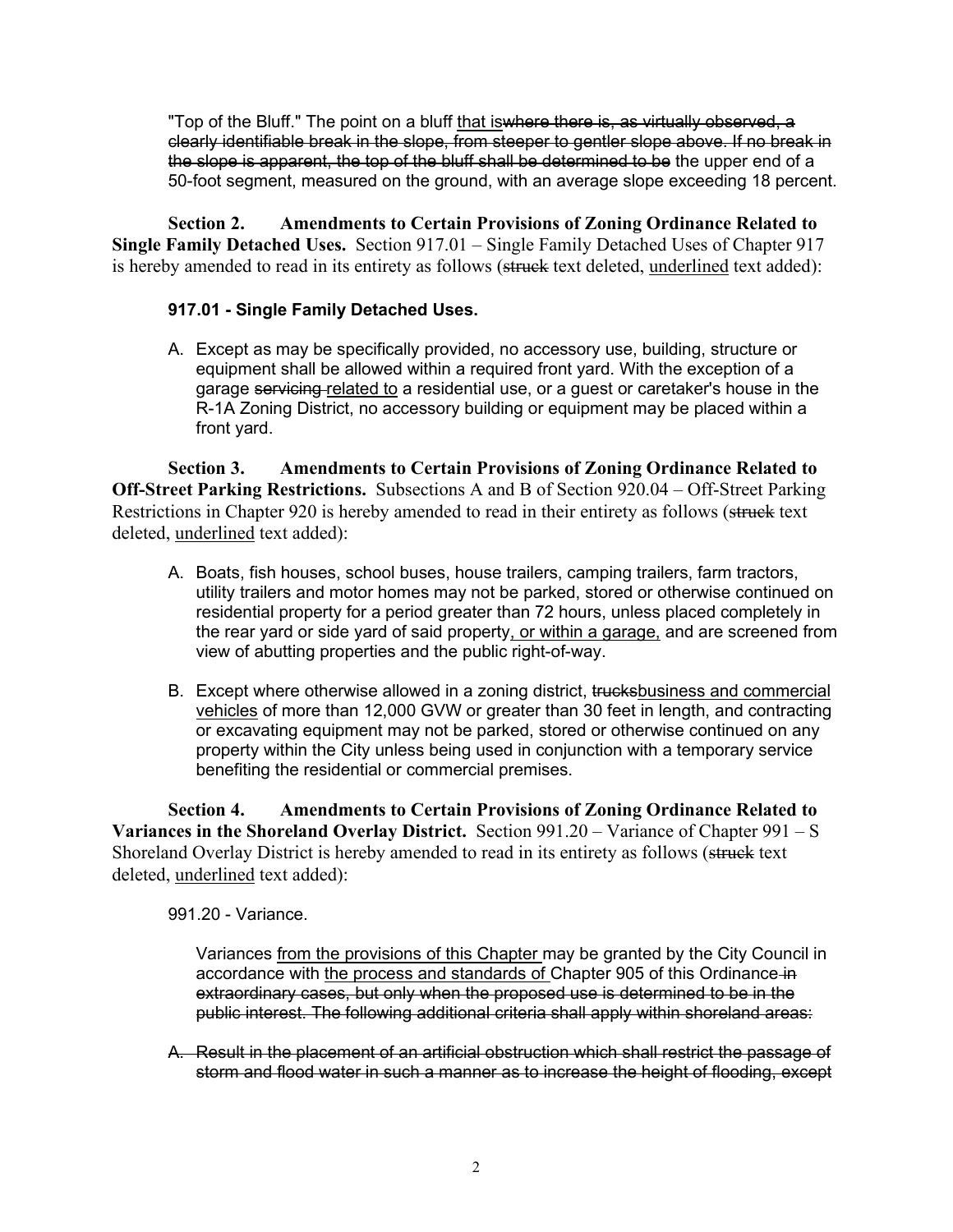"Top of the Bluff." The point on a bluff <u>that is</u>~~where there is, as virtually observed, a clearly identifiable break in the slope, from steeper to gentler slope above. If no break in the slope is apparent, the top of the bluff shall be determined to be~~ the upper end of a 50-foot segment, measured on the ground, with an average slope exceeding 18 percent.

**Section 2. Amendments to Certain Provisions of Zoning Ordinance Related to Single Family Detached Uses.** Section 917.01 – Single Family Detached Uses of Chapter 917 is hereby amended to read in its entirety as follows (~~struck~~ text deleted, <u>underlined</u> text added):

**917.01 - Single Family Detached Uses.**

A. Except as may be specifically provided, no accessory use, building, structure or equipment shall be allowed within a required front yard. With the exception of a garage ~~servicing~~ <u>related to</u> a residential use, or a guest or caretaker's house in the R-1A Zoning District, no accessory building or equipment may be placed within a front yard.

**Section 3. Amendments to Certain Provisions of Zoning Ordinance Related to Off-Street Parking Restrictions.** Subsections A and B of Section 920.04 – Off-Street Parking Restrictions in Chapter 920 is hereby amended to read in their entirety as follows (~~struck~~ text deleted, <u>underlined</u> text added):

A. Boats, fish houses, school buses, house trailers, camping trailers, farm tractors, utility trailers and motor homes may not be parked, stored or otherwise continued on residential property for a period greater than 72 hours, unless placed completely in the rear yard or side yard of said property<u>, or within a garage,</u> and are screened from view of abutting properties and the public right-of-way.

B. Except where otherwise allowed in a zoning district, ~~trucks~~<u>business and commercial vehicles</u> of more than 12,000 GVW or greater than 30 feet in length, and contracting or excavating equipment may not be parked, stored or otherwise continued on any property within the City unless being used in conjunction with a temporary service benefiting the residential or commercial premises.

**Section 4. Amendments to Certain Provisions of Zoning Ordinance Related to Variances in the Shoreland Overlay District.** Section 991.20 – Variance of Chapter 991 – S Shoreland Overlay District is hereby amended to read in its entirety as follows (~~struck~~ text deleted, <u>underlined</u> text added):

991.20 - Variance.

Variances <u>from the provisions of this Chapter</u> may be granted by the City Council in accordance with <u>the process and standards of</u> Chapter 905 of this Ordinance ~~in extraordinary cases, but only when the proposed use is determined to be in the public interest. The following additional criteria shall apply within shoreland areas:~~

~~A. Result in the placement of an artificial obstruction which shall restrict the passage of storm and flood water in such a manner as to increase the height of flooding, except~~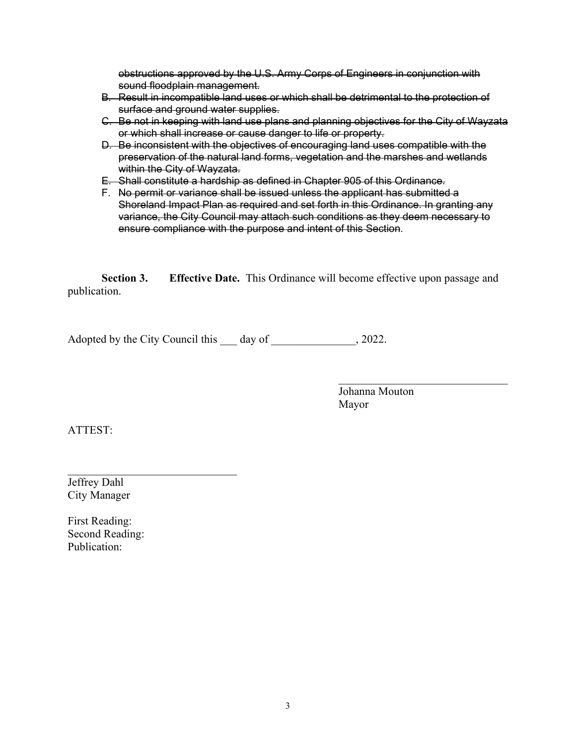~~obstructions approved by the U.S. Army Corps of Engineers in conjunction with sound floodplain management.~~

B. ~~Result in incompatible land uses or which shall be detrimental to the protection of surface and ground water supplies.~~
C. ~~Be not in keeping with land use plans and planning objectives for the City of Wayzata or which shall increase or cause danger to life or property.~~
D. ~~Be inconsistent with the objectives of encouraging land uses compatible with the preservation of the natural land forms, vegetation and the marshes and wetlands within the City of Wayzata.~~
E. ~~Shall constitute a hardship as defined in Chapter 905 of this Ordinance.~~
F. ~~No permit or variance shall be issued unless the applicant has submitted a Shoreland Impact Plan as required and set forth in this Ordinance. In granting any variance, the City Council may attach such conditions as they deem necessary to ensure compliance with the purpose and intent of this Section~~.

**Section 3. Effective Date.** This Ordinance will become effective upon passage and publication.

Adopted by the City Council this ___ day of _______________, 2022.

_______________________________
Johanna Mouton
Mayor

ATTEST:

_______________________________
Jeffrey Dahl
City Manager

First Reading:
Second Reading:
Publication: